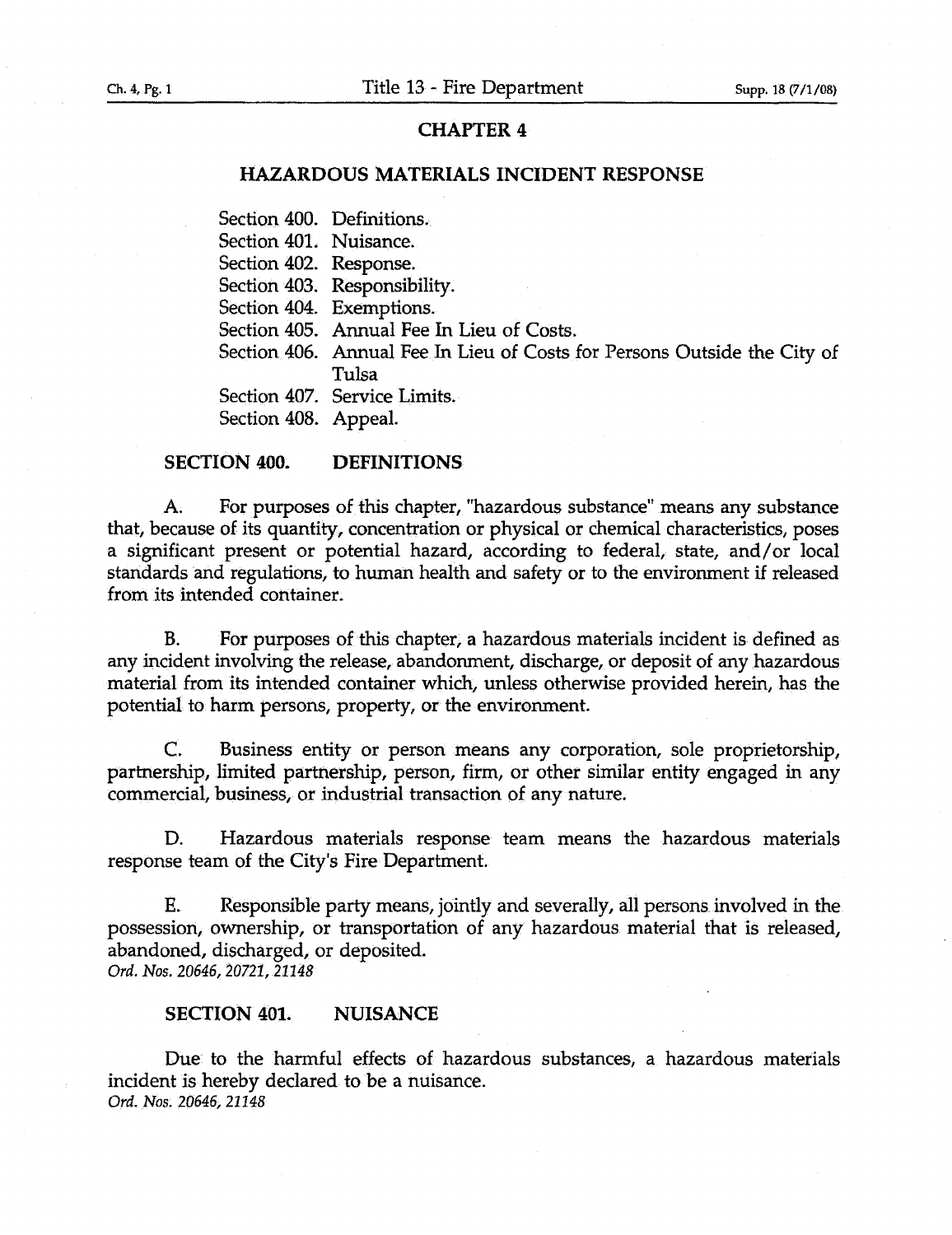# CHAPTER 4

## HAZARDOUS MATERIALS INCIDENT RESPONSE

Section 400. Definitions.
Section 401. Nuisance.
Section 402. Response.
Section 403. Responsibility.
Section 404. Exemptions.
Section 405. Annual Fee In Lieu of Costs.
Section 406. Annual Fee In Lieu of Costs for Persons Outside the City of Tulsa
Section 407. Service Limits.
Section 408. Appeal.

### SECTION 400. DEFINITIONS

A. For purposes of this chapter, "hazardous substance" means any substance that, because of its quantity, concentration or physical or chemical characteristics, poses a significant present or potential hazard, according to federal, state, and/or local standards and regulations, to human health and safety or to the environment if released from its intended container.

B. For purposes of this chapter, a hazardous materials incident is defined as any incident involving the release, abandonment, discharge, or deposit of any hazardous material from its intended container which, unless otherwise provided herein, has the potential to harm persons, property, or the environment.

C. Business entity or person means any corporation, sole proprietorship, partnership, limited partnership, person, firm, or other similar entity engaged in any commercial, business, or industrial transaction of any nature.

D. Hazardous materials response team means the hazardous materials response team of the City's Fire Department.

E. Responsible party means, jointly and severally, all persons involved in the possession, ownership, or transportation of any hazardous material that is released, abandoned, discharged, or deposited.
*Ord. Nos. 20646, 20721, 21148*

### SECTION 401. NUISANCE

Due to the harmful effects of hazardous substances, a hazardous materials incident is hereby declared to be a nuisance.
*Ord. Nos. 20646, 21148*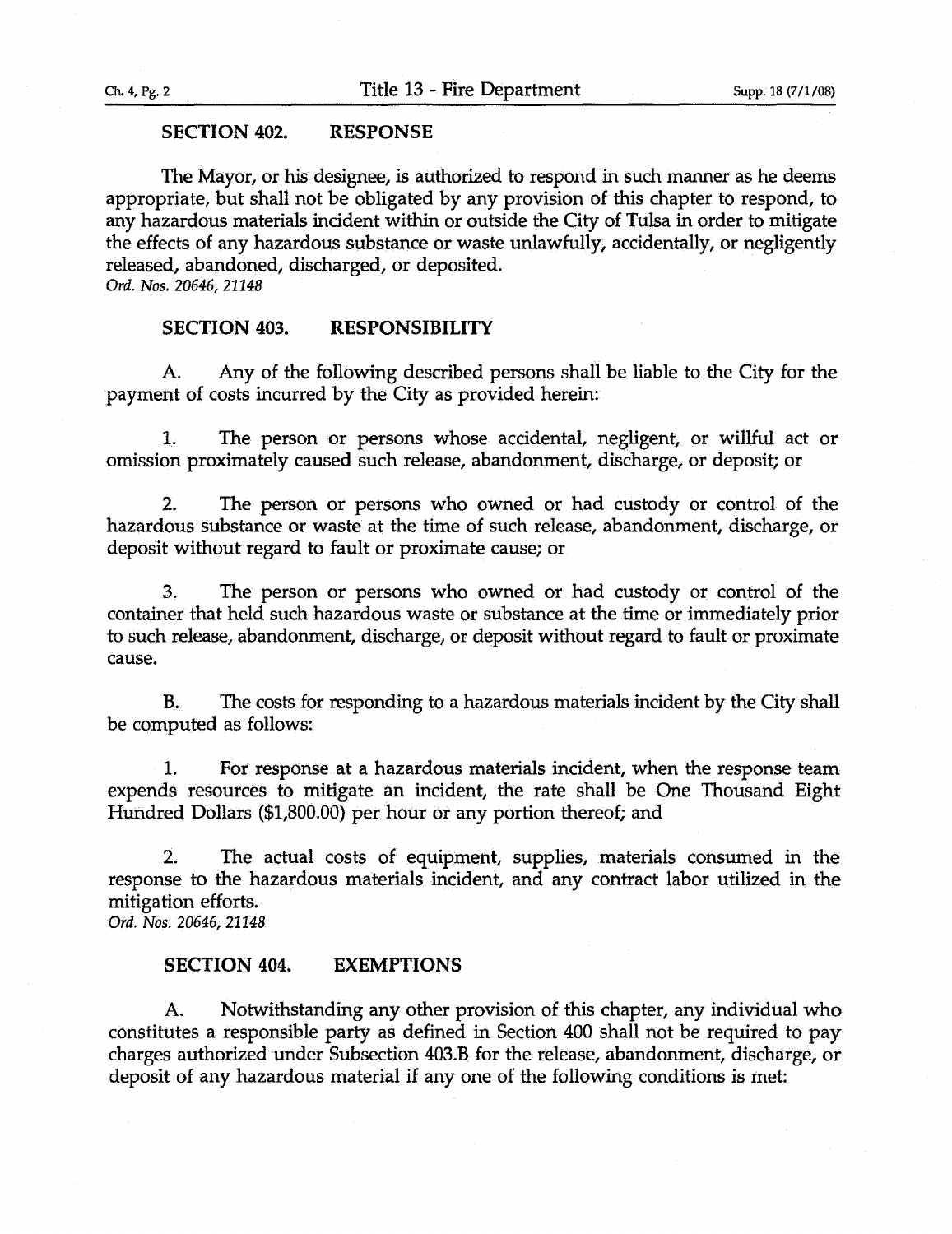### SECTION 402. RESPONSE

The Mayor, or his designee, is authorized to respond in such manner as he deems appropriate, but shall not be obligated by any provision of this chapter to respond, to any hazardous materials incident within or outside the City of Tulsa in order to mitigate the effects of any hazardous substance or waste unlawfully, accidentally, or negligently released, abandoned, discharged, or deposited.
*Ord. Nos. 20646, 21148*

### SECTION 403. RESPONSIBILITY

A. Any of the following described persons shall be liable to the City for the payment of costs incurred by the City as provided herein:

1. The person or persons whose accidental, negligent, or willful act or omission proximately caused such release, abandonment, discharge, or deposit; or

2. The person or persons who owned or had custody or control of the hazardous substance or waste at the time of such release, abandonment, discharge, or deposit without regard to fault or proximate cause; or

3. The person or persons who owned or had custody or control of the container that held such hazardous waste or substance at the time or immediately prior to such release, abandonment, discharge, or deposit without regard to fault or proximate cause.

B. The costs for responding to a hazardous materials incident by the City shall be computed as follows:

1. For response at a hazardous materials incident, when the response team expends resources to mitigate an incident, the rate shall be One Thousand Eight Hundred Dollars ($1,800.00) per hour or any portion thereof; and

2. The actual costs of equipment, supplies, materials consumed in the response to the hazardous materials incident, and any contract labor utilized in the mitigation efforts.
*Ord. Nos. 20646, 21148*

### SECTION 404. EXEMPTIONS

A. Notwithstanding any other provision of this chapter, any individual who constitutes a responsible party as defined in Section 400 shall not be required to pay charges authorized under Subsection 403.B for the release, abandonment, discharge, or deposit of any hazardous material if any one of the following conditions is met: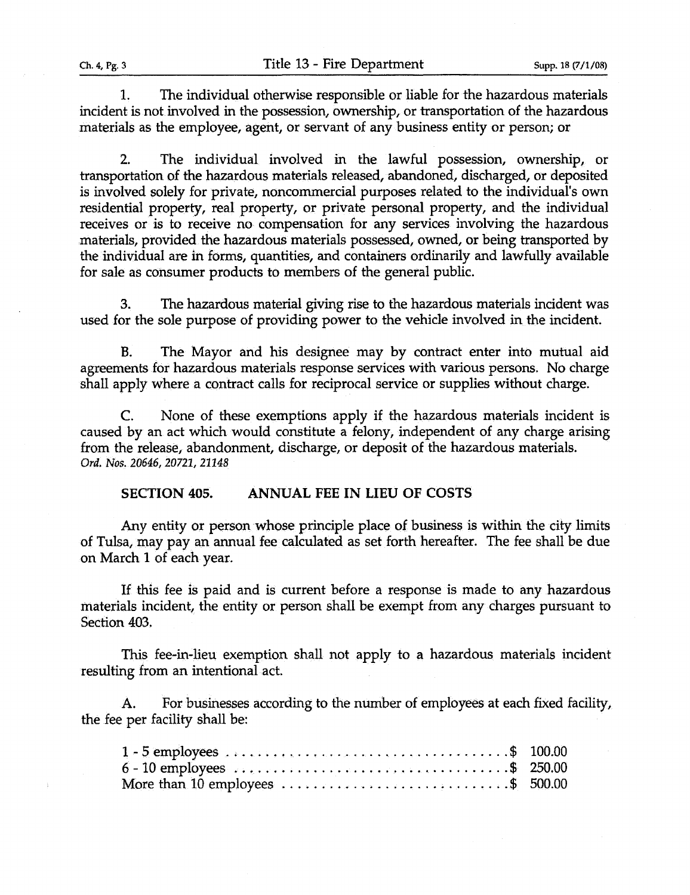1. The individual otherwise responsible or liable for the hazardous materials incident is not involved in the possession, ownership, or transportation of the hazardous materials as the employee, agent, or servant of any business entity or person; or

2. The individual involved in the lawful possession, ownership, or transportation of the hazardous materials released, abandoned, discharged, or deposited is involved solely for private, noncommercial purposes related to the individual's own residential property, real property, or private personal property, and the individual receives or is to receive no compensation for any services involving the hazardous materials, provided the hazardous materials possessed, owned, or being transported by the individual are in forms, quantities, and containers ordinarily and lawfully available for sale as consumer products to members of the general public.

3. The hazardous material giving rise to the hazardous materials incident was used for the sole purpose of providing power to the vehicle involved in the incident.

B. The Mayor and his designee may by contract enter into mutual aid agreements for hazardous materials response services with various persons. No charge shall apply where a contract calls for reciprocal service or supplies without charge.

C. None of these exemptions apply if the hazardous materials incident is caused by an act which would constitute a felony, independent of any charge arising from the release, abandonment, discharge, or deposit of the hazardous materials.
*Ord. Nos. 20646, 20721, 21148*

### SECTION 405. ANNUAL FEE IN LIEU OF COSTS

Any entity or person whose principle place of business is within the city limits of Tulsa, may pay an annual fee calculated as set forth hereafter. The fee shall be due on March 1 of each year.

If this fee is paid and is current before a response is made to any hazardous materials incident, the entity or person shall be exempt from any charges pursuant to Section 403.

This fee-in-lieu exemption shall not apply to a hazardous materials incident resulting from an intentional act.

A. For businesses according to the number of employees at each fixed facility, the fee per facility shall be:

1 - 5 employees .................................... $ 100.00
6 - 10 employees .................................... $ 250.00
More than 10 employees ............................ $ 500.00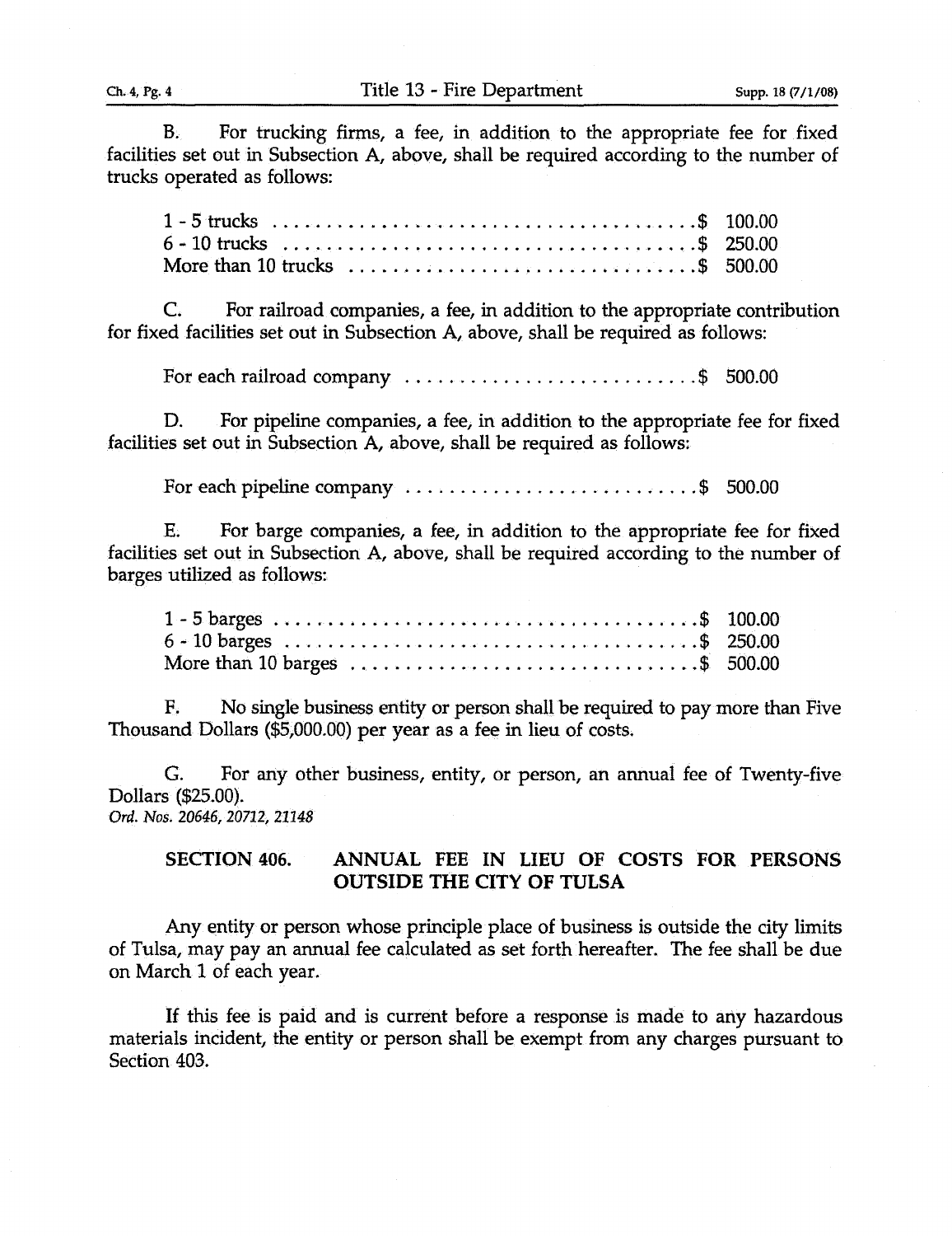B. For trucking firms, a fee, in addition to the appropriate fee for fixed facilities set out in Subsection A, above, shall be required according to the number of trucks operated as follows:

| | |
|---|---|
| 1 - 5 trucks | $ 100.00 |
| 6 - 10 trucks | $ 250.00 |
| More than 10 trucks | $ 500.00 |

C. For railroad companies, a fee, in addition to the appropriate contribution for fixed facilities set out in Subsection A, above, shall be required as follows:

| | |
|---|---|
| For each railroad company | $ 500.00 |

D. For pipeline companies, a fee, in addition to the appropriate fee for fixed facilities set out in Subsection A, above, shall be required as follows:

| | |
|---|---|
| For each pipeline company | $ 500.00 |

E. For barge companies, a fee, in addition to the appropriate fee for fixed facilities set out in Subsection A, above, shall be required according to the number of barges utilized as follows:

| | |
|---|---|
| 1 - 5 barges | $ 100.00 |
| 6 - 10 barges | $ 250.00 |
| More than 10 barges | $ 500.00 |

F. No single business entity or person shall be required to pay more than Five Thousand Dollars ($5,000.00) per year as a fee in lieu of costs.

G. For any other business, entity, or person, an annual fee of Twenty-five Dollars ($25.00).
*Ord. Nos. 20646, 20712, 21148*

### SECTION 406. ANNUAL FEE IN LIEU OF COSTS FOR PERSONS OUTSIDE THE CITY OF TULSA

Any entity or person whose principle place of business is outside the city limits of Tulsa, may pay an annual fee calculated as set forth hereafter. The fee shall be due on March 1 of each year.

If this fee is paid and is current before a response is made to any hazardous materials incident, the entity or person shall be exempt from any charges pursuant to Section 403.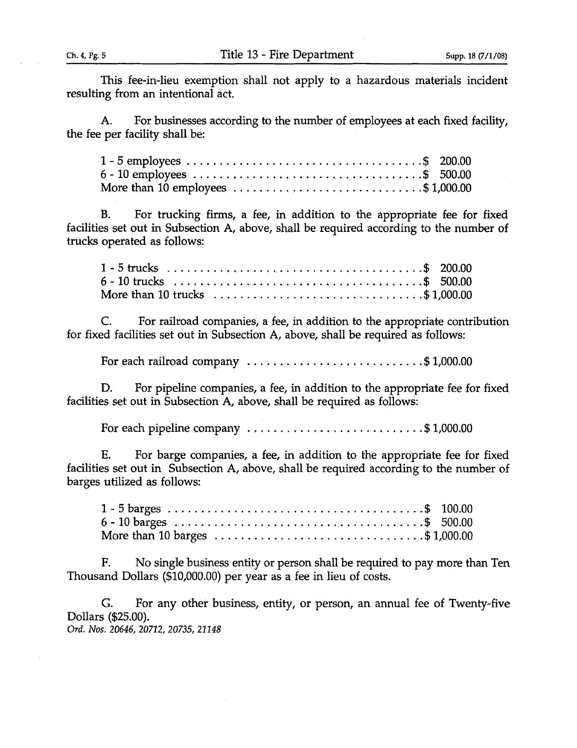This fee-in-lieu exemption shall not apply to a hazardous materials incident resulting from an intentional act.

A. For businesses according to the number of employees at each fixed facility, the fee per facility shall be:

| | |
|---|---|
| 1 - 5 employees | $ 200.00 |
| 6 - 10 employees | $ 500.00 |
| More than 10 employees | $ 1,000.00 |

B. For trucking firms, a fee, in addition to the appropriate fee for fixed facilities set out in Subsection A, above, shall be required according to the number of trucks operated as follows:

| | |
|---|---|
| 1 - 5 trucks | $ 200.00 |
| 6 - 10 trucks | $ 500.00 |
| More than 10 trucks | $ 1,000.00 |

C. For railroad companies, a fee, in addition to the appropriate contribution for fixed facilities set out in Subsection A, above, shall be required as follows:

| | |
|---|---|
| For each railroad company | $ 1,000.00 |

D. For pipeline companies, a fee, in addition to the appropriate fee for fixed facilities set out in Subsection A, above, shall be required as follows:

| | |
|---|---|
| For each pipeline company | $ 1,000.00 |

E. For barge companies, a fee, in addition to the appropriate fee for fixed facilities set out in Subsection A, above, shall be required according to the number of barges utilized as follows:

| | |
|---|---|
| 1 - 5 barges | $ 100.00 |
| 6 - 10 barges | $ 500.00 |
| More than 10 barges | $ 1,000.00 |

F. No single business entity or person shall be required to pay more than Ten Thousand Dollars ($10,000.00) per year as a fee in lieu of costs.

G. For any other business, entity, or person, an annual fee of Twenty-five Dollars ($25.00).
*Ord. Nos. 20646, 20712, 20735, 21148*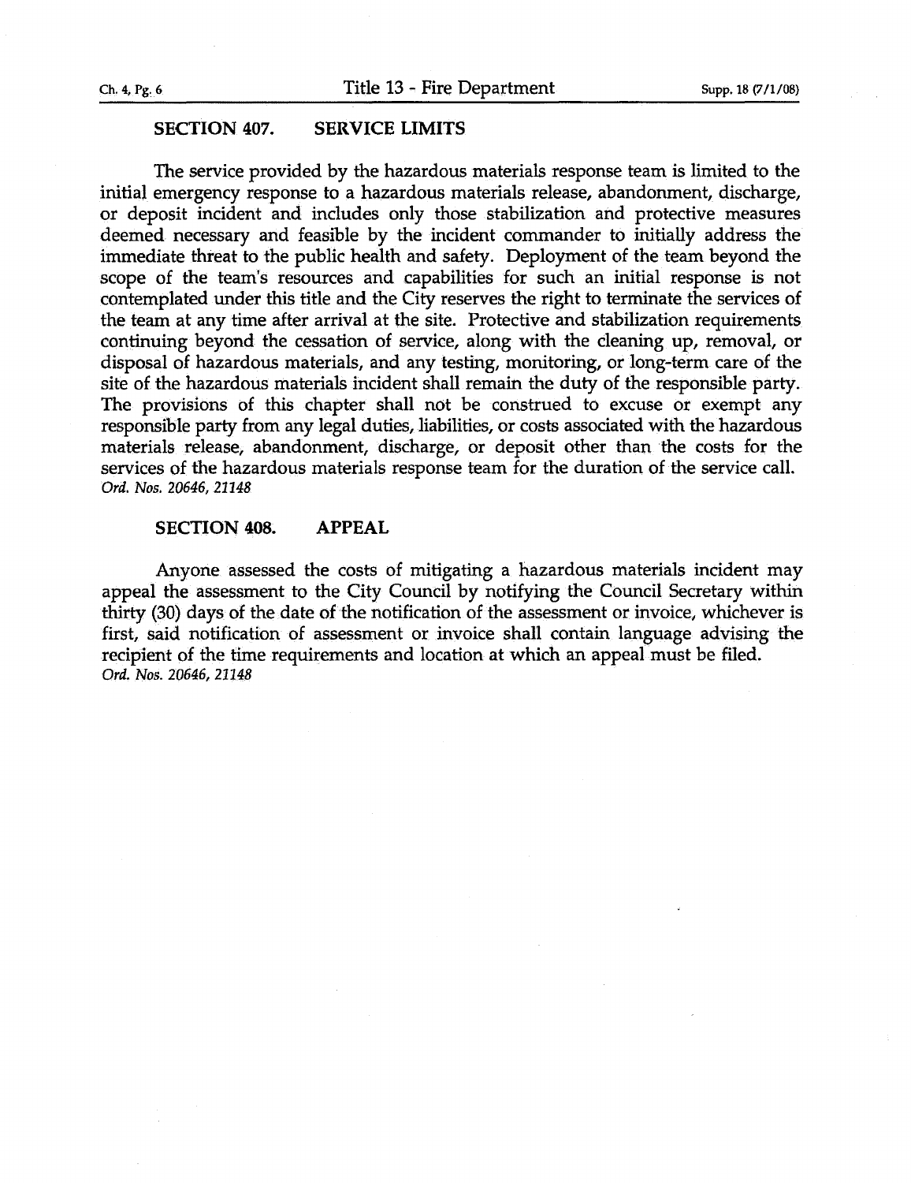### SECTION 407. SERVICE LIMITS

The service provided by the hazardous materials response team is limited to the initial emergency response to a hazardous materials release, abandonment, discharge, or deposit incident and includes only those stabilization and protective measures deemed necessary and feasible by the incident commander to initially address the immediate threat to the public health and safety. Deployment of the team beyond the scope of the team's resources and capabilities for such an initial response is not contemplated under this title and the City reserves the right to terminate the services of the team at any time after arrival at the site. Protective and stabilization requirements continuing beyond the cessation of service, along with the cleaning up, removal, or disposal of hazardous materials, and any testing, monitoring, or long-term care of the site of the hazardous materials incident shall remain the duty of the responsible party. The provisions of this chapter shall not be construed to excuse or exempt any responsible party from any legal duties, liabilities, or costs associated with the hazardous materials release, abandonment, discharge, or deposit other than the costs for the services of the hazardous materials response team for the duration of the service call.
*Ord. Nos. 20646, 21148*

### SECTION 408. APPEAL

Anyone assessed the costs of mitigating a hazardous materials incident may appeal the assessment to the City Council by notifying the Council Secretary within thirty (30) days of the date of the notification of the assessment or invoice, whichever is first, said notification of assessment or invoice shall contain language advising the recipient of the time requirements and location at which an appeal must be filed.
*Ord. Nos. 20646, 21148*